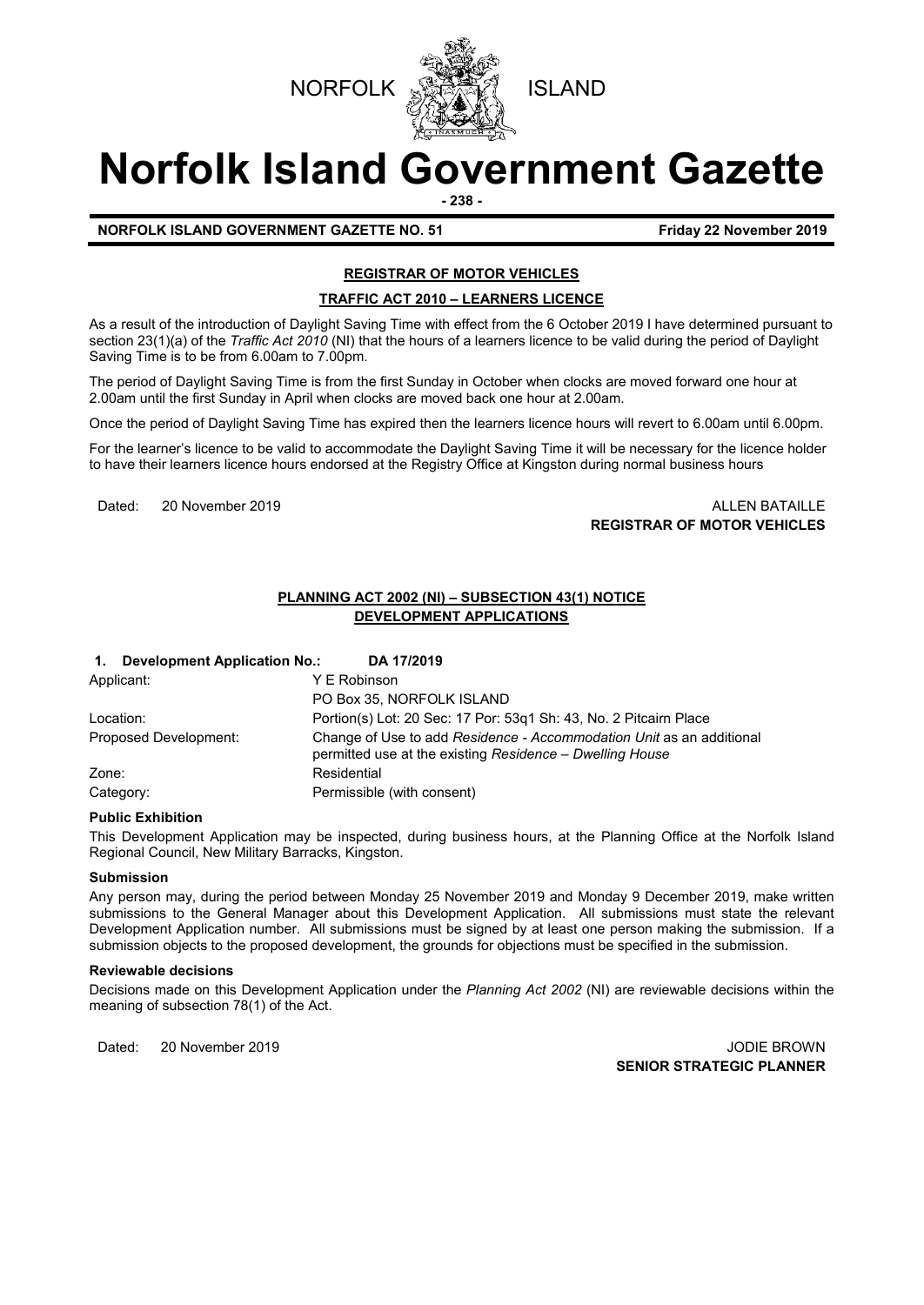NORFOLK ISLAND

# Norfolk Island Government Gazette

**NORFOLK ISLAND GOVERNMENT GAZETTE NO. 51** **Friday 22 November 2019**

## REGISTRAR OF MOTOR VEHICLES

### TRAFFIC ACT 2010 – LEARNERS LICENCE

As a result of the introduction of Daylight Saving Time with effect from the 6 October 2019 I have determined pursuant to section 23(1)(a) of the *Traffic Act 2010* (NI) that the hours of a learners licence to be valid during the period of Daylight Saving Time is to be from 6.00am to 7.00pm.

The period of Daylight Saving Time is from the first Sunday in October when clocks are moved forward one hour at 2.00am until the first Sunday in April when clocks are moved back one hour at 2.00am.

Once the period of Daylight Saving Time has expired then the learners licence hours will revert to 6.00am until 6.00pm.

For the learner's licence to be valid to accommodate the Daylight Saving Time it will be necessary for the licence holder to have their learners licence hours endorsed at the Registry Office at Kingston during normal business hours

Dated: 20 November 2019

ALLEN BATAILLE
**REGISTRAR OF MOTOR VEHICLES**

## PLANNING ACT 2002 (NI) – SUBSECTION 43(1) NOTICE
## DEVELOPMENT APPLICATIONS

**1. Development Application No.: DA 17/2019**

| | |
|---|---|
| Applicant: | Y E Robinson<br>PO Box 35, NORFOLK ISLAND |
| Location: | Portion(s) Lot: 20 Sec: 17 Por: 53q1 Sh: 43, No. 2 Pitcairn Place |
| Proposed Development: | Change of Use to add *Residence - Accommodation Unit* as an additional permitted use at the existing *Residence – Dwelling House* |
| Zone: | Residential |
| Category: | Permissible (with consent) |

**Public Exhibition**

This Development Application may be inspected, during business hours, at the Planning Office at the Norfolk Island Regional Council, New Military Barracks, Kingston.

**Submission**

Any person may, during the period between Monday 25 November 2019 and Monday 9 December 2019, make written submissions to the General Manager about this Development Application. All submissions must state the relevant Development Application number. All submissions must be signed by at least one person making the submission. If a submission objects to the proposed development, the grounds for objections must be specified in the submission.

**Reviewable decisions**

Decisions made on this Development Application under the *Planning Act 2002* (NI) are reviewable decisions within the meaning of subsection 78(1) of the Act.

Dated: 20 November 2019

JODIE BROWN
**SENIOR STRATEGIC PLANNER**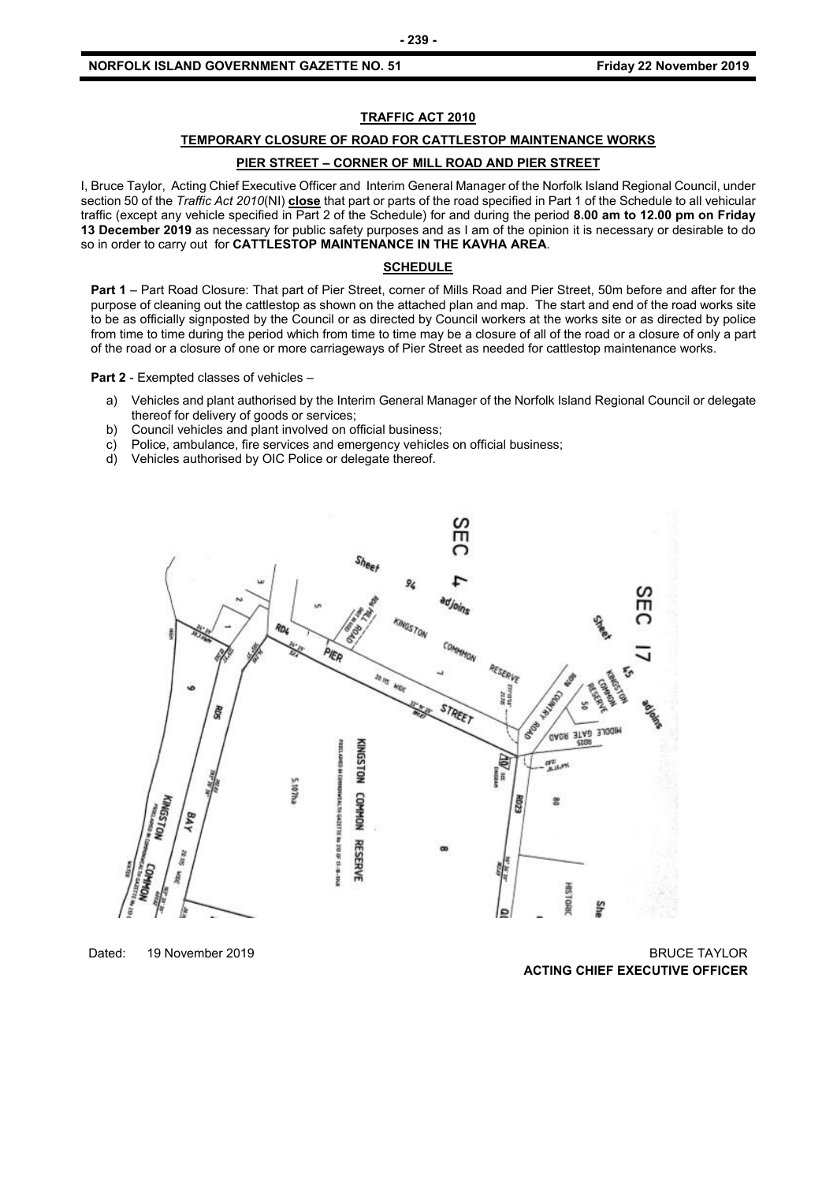**TRAFFIC ACT 2010**

**TEMPORARY CLOSURE OF ROAD FOR CATTLESTOP MAINTENANCE WORKS**

**PIER STREET – CORNER OF MILL ROAD AND PIER STREET**

I, Bruce Taylor, Acting Chief Executive Officer and Interim General Manager of the Norfolk Island Regional Council, under section 50 of the *Traffic Act 2010*(NI) **close** that part or parts of the road specified in Part 1 of the Schedule to all vehicular traffic (except any vehicle specified in Part 2 of the Schedule) for and during the period **8.00 am to 12.00 pm on Friday 13 December 2019** as necessary for public safety purposes and as I am of the opinion it is necessary or desirable to do so in order to carry out for **CATTLESTOP MAINTENANCE IN THE KAVHA AREA**.

**SCHEDULE**

**Part 1** – Part Road Closure: That part of Pier Street, corner of Mills Road and Pier Street, 50m before and after for the purpose of cleaning out the cattlestop as shown on the attached plan and map. The start and end of the road works site to be as officially signposted by the Council or as directed by Council workers at the works site or as directed by police from time to time during the period which from time to time may be a closure of all of the road or a closure of only a part of the road or a closure of one or more carriageways of Pier Street as needed for cattlestop maintenance works.

**Part 2** - Exempted classes of vehicles –

a) Vehicles and plant authorised by the Interim General Manager of the Norfolk Island Regional Council or delegate thereof for delivery of goods or services;
b) Council vehicles and plant involved on official business;
c) Police, ambulance, fire services and emergency vehicles on official business;
d) Vehicles authorised by OIC Police or delegate thereof.

Dated: 19 November 2019

BRUCE TAYLOR
**ACTING CHIEF EXECUTIVE OFFICER**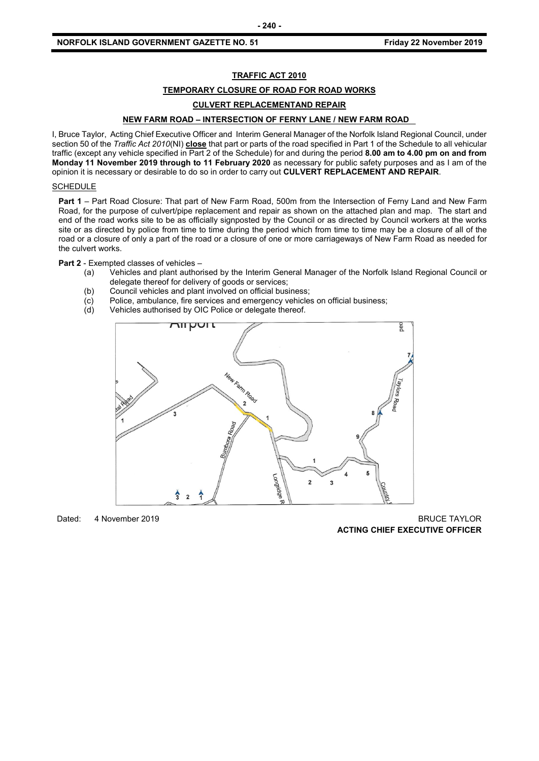**TRAFFIC ACT 2010**

**TEMPORARY CLOSURE OF ROAD FOR ROAD WORKS**

**CULVERT REPLACEMENTAND REPAIR**

**NEW FARM ROAD – INTERSECTION OF FERNY LANE / NEW FARM ROAD**

I, Bruce Taylor, Acting Chief Executive Officer and Interim General Manager of the Norfolk Island Regional Council, under section 50 of the *Traffic Act 2010*(NI) **close** that part or parts of the road specified in Part 1 of the Schedule to all vehicular traffic (except any vehicle specified in Part 2 of the Schedule) for and during the period **8.00 am to 4.00 pm on and from Monday 11 November 2019 through to 11 February 2020** as necessary for public safety purposes and as I am of the opinion it is necessary or desirable to do so in order to carry out **CULVERT REPLACEMENT AND REPAIR**.

SCHEDULE

**Part 1** – Part Road Closure: That part of New Farm Road, 500m from the Intersection of Ferny Land and New Farm Road, for the purpose of culvert/pipe replacement and repair as shown on the attached plan and map. The start and end of the road works site to be as officially signposted by the Council or as directed by Council workers at the works site or as directed by police from time to time during the period which from time to time may be a closure of all of the road or a closure of only a part of the road or a closure of one or more carriageways of New Farm Road as needed for the culvert works.

**Part 2** - Exempted classes of vehicles –

(a) Vehicles and plant authorised by the Interim General Manager of the Norfolk Island Regional Council or delegate thereof for delivery of goods or services;
(b) Council vehicles and plant involved on official business;
(c) Police, ambulance, fire services and emergency vehicles on official business;
(d) Vehicles authorised by OIC Police or delegate thereof.

Dated: 4 November 2019

BRUCE TAYLOR
**ACTING CHIEF EXECUTIVE OFFICER**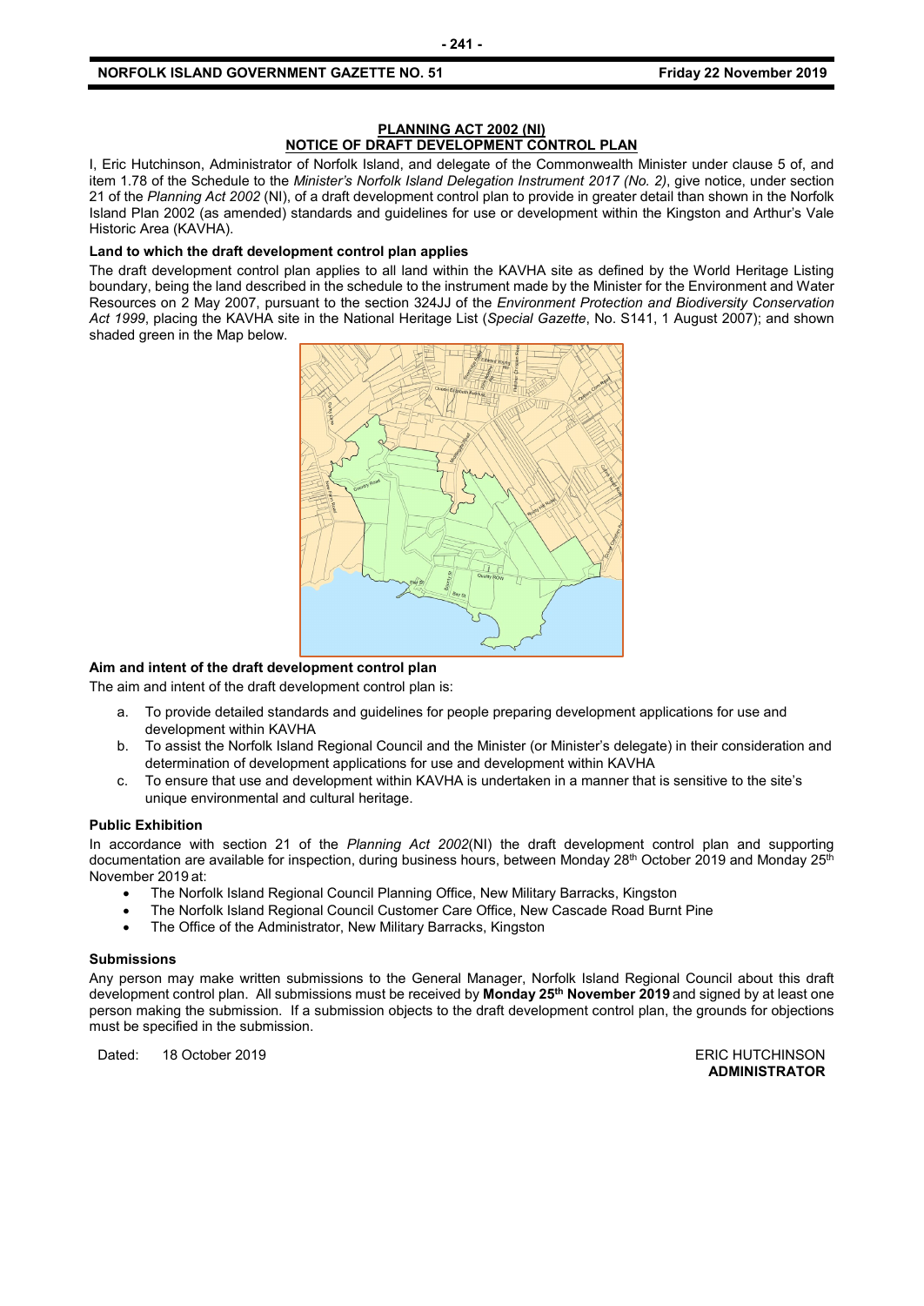## PLANNING ACT 2002 (NI)
## NOTICE OF DRAFT DEVELOPMENT CONTROL PLAN

I, Eric Hutchinson, Administrator of Norfolk Island, and delegate of the Commonwealth Minister under clause 5 of, and item 1.78 of the Schedule to the *Minister's Norfolk Island Delegation Instrument 2017 (No. 2)*, give notice, under section 21 of the *Planning Act 2002* (NI), of a draft development control plan to provide in greater detail than shown in the Norfolk Island Plan 2002 (as amended) standards and guidelines for use or development within the Kingston and Arthur's Vale Historic Area (KAVHA).

**Land to which the draft development control plan applies**

The draft development control plan applies to all land within the KAVHA site as defined by the World Heritage Listing boundary, being the land described in the schedule to the instrument made by the Minister for the Environment and Water Resources on 2 May 2007, pursuant to the section 324JJ of the *Environment Protection and Biodiversity Conservation Act 1999*, placing the KAVHA site in the National Heritage List (*Special Gazette*, No. S141, 1 August 2007); and shown shaded green in the Map below.

**Aim and intent of the draft development control plan**

The aim and intent of the draft development control plan is:

a. To provide detailed standards and guidelines for people preparing development applications for use and development within KAVHA
b. To assist the Norfolk Island Regional Council and the Minister (or Minister's delegate) in their consideration and determination of development applications for use and development within KAVHA
c. To ensure that use and development within KAVHA is undertaken in a manner that is sensitive to the site's unique environmental and cultural heritage.

**Public Exhibition**

In accordance with section 21 of the *Planning Act 2002*(NI) the draft development control plan and supporting documentation are available for inspection, during business hours, between Monday 28th October 2019 and Monday 25th November 2019 at:

- The Norfolk Island Regional Council Planning Office, New Military Barracks, Kingston
- The Norfolk Island Regional Council Customer Care Office, New Cascade Road Burnt Pine
- The Office of the Administrator, New Military Barracks, Kingston

**Submissions**

Any person may make written submissions to the General Manager, Norfolk Island Regional Council about this draft development control plan. All submissions must be received by **Monday 25th November 2019** and signed by at least one person making the submission. If a submission objects to the draft development control plan, the grounds for objections must be specified in the submission.

Dated: 18 October 2019

ERIC HUTCHINSON
**ADMINISTRATOR**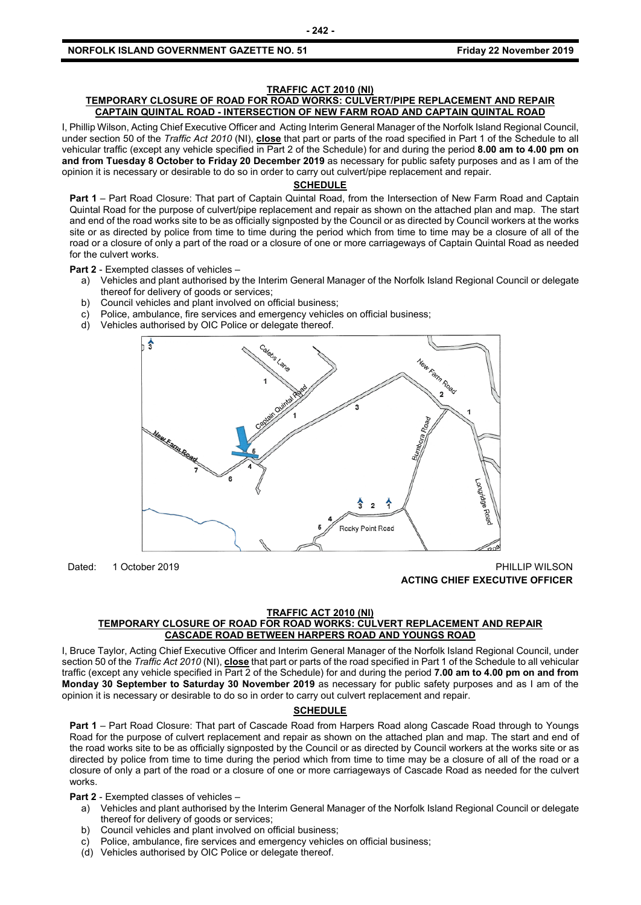**TRAFFIC ACT 2010 (NI)**

**TEMPORARY CLOSURE OF ROAD FOR ROAD WORKS: CULVERT/PIPE REPLACEMENT AND REPAIR CAPTAIN QUINTAL ROAD - INTERSECTION OF NEW FARM ROAD AND CAPTAIN QUINTAL ROAD**

I, Phillip Wilson, Acting Chief Executive Officer and Acting Interim General Manager of the Norfolk Island Regional Council, under section 50 of the *Traffic Act 2010* (NI), **close** that part or parts of the road specified in Part 1 of the Schedule to all vehicular traffic (except any vehicle specified in Part 2 of the Schedule) for and during the period **8.00 am to 4.00 pm on and from Tuesday 8 October to Friday 20 December 2019** as necessary for public safety purposes and as I am of the opinion it is necessary or desirable to do so in order to carry out culvert/pipe replacement and repair.

**SCHEDULE**

**Part 1** – Part Road Closure: That part of Captain Quintal Road, from the Intersection of New Farm Road and Captain Quintal Road for the purpose of culvert/pipe replacement and repair as shown on the attached plan and map. The start and end of the road works site to be as officially signposted by the Council or as directed by Council workers at the works site or as directed by police from time to time during the period which from time to time may be a closure of all of the road or a closure of only a part of the road or a closure of one or more carriageways of Captain Quintal Road as needed for the culvert works.

**Part 2** - Exempted classes of vehicles –

a) Vehicles and plant authorised by the Interim General Manager of the Norfolk Island Regional Council or delegate thereof for delivery of goods or services;
b) Council vehicles and plant involved on official business;
c) Police, ambulance, fire services and emergency vehicles on official business;
d) Vehicles authorised by OIC Police or delegate thereof.

Dated: 1 October 2019

PHILLIP WILSON
**ACTING CHIEF EXECUTIVE OFFICER**

**TRAFFIC ACT 2010 (NI)**

**TEMPORARY CLOSURE OF ROAD FOR ROAD WORKS: CULVERT REPLACEMENT AND REPAIR CASCADE ROAD BETWEEN HARPERS ROAD AND YOUNGS ROAD**

I, Bruce Taylor, Acting Chief Executive Officer and Interim General Manager of the Norfolk Island Regional Council, under section 50 of the *Traffic Act 2010* (NI), **close** that part or parts of the road specified in Part 1 of the Schedule to all vehicular traffic (except any vehicle specified in Part 2 of the Schedule) for and during the period **7.00 am to 4.00 pm on and from Monday 30 September to Saturday 30 November 2019** as necessary for public safety purposes and as I am of the opinion it is necessary or desirable to do so in order to carry out culvert replacement and repair.

**SCHEDULE**

**Part 1** – Part Road Closure: That part of Cascade Road from Harpers Road along Cascade Road through to Youngs Road for the purpose of culvert replacement and repair as shown on the attached plan and map. The start and end of the road works site to be as officially signposted by the Council or as directed by Council workers at the works site or as directed by police from time to time during the period which from time to time may be a closure of all of the road or a closure of only a part of the road or a closure of one or more carriageways of Cascade Road as needed for the culvert works.

**Part 2** - Exempted classes of vehicles –

a) Vehicles and plant authorised by the Interim General Manager of the Norfolk Island Regional Council or delegate thereof for delivery of goods or services;
b) Council vehicles and plant involved on official business;
c) Police, ambulance, fire services and emergency vehicles on official business;
(d) Vehicles authorised by OIC Police or delegate thereof.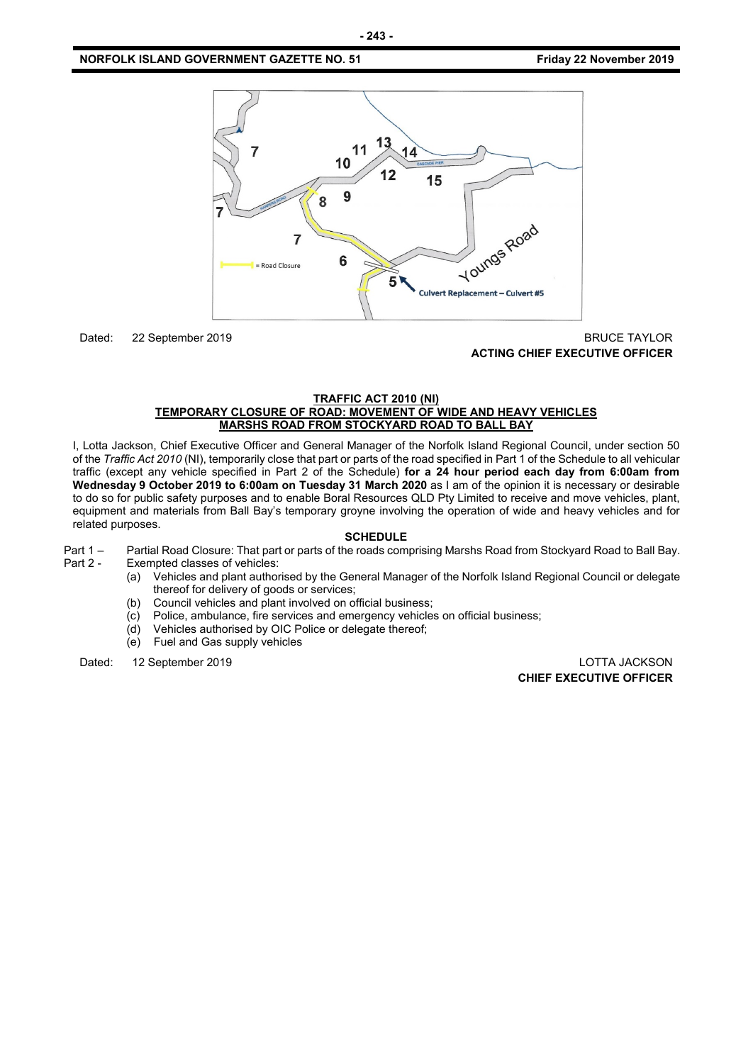Dated: 22 September 2019

BRUCE TAYLOR
**ACTING CHIEF EXECUTIVE OFFICER**

**TRAFFIC ACT 2010 (NI)**
**TEMPORARY CLOSURE OF ROAD: MOVEMENT OF WIDE AND HEAVY VEHICLES**
**MARSHS ROAD FROM STOCKYARD ROAD TO BALL BAY**

I, Lotta Jackson, Chief Executive Officer and General Manager of the Norfolk Island Regional Council, under section 50 of the *Traffic Act 2010* (NI), temporarily close that part or parts of the road specified in Part 1 of the Schedule to all vehicular traffic (except any vehicle specified in Part 2 of the Schedule) **for a 24 hour period each day from 6:00am from Wednesday 9 October 2019 to 6:00am on Tuesday 31 March 2020** as I am of the opinion it is necessary or desirable to do so for public safety purposes and to enable Boral Resources QLD Pty Limited to receive and move vehicles, plant, equipment and materials from Ball Bay's temporary groyne involving the operation of wide and heavy vehicles and for related purposes.

**SCHEDULE**

Part 1 – Partial Road Closure: That part or parts of the roads comprising Marshs Road from Stockyard Road to Ball Bay.

Part 2 - Exempted classes of vehicles:

(a) Vehicles and plant authorised by the General Manager of the Norfolk Island Regional Council or delegate thereof for delivery of goods or services;
(b) Council vehicles and plant involved on official business;
(c) Police, ambulance, fire services and emergency vehicles on official business;
(d) Vehicles authorised by OIC Police or delegate thereof;
(e) Fuel and Gas supply vehicles

Dated: 12 September 2019

LOTTA JACKSON
**CHIEF EXECUTIVE OFFICER**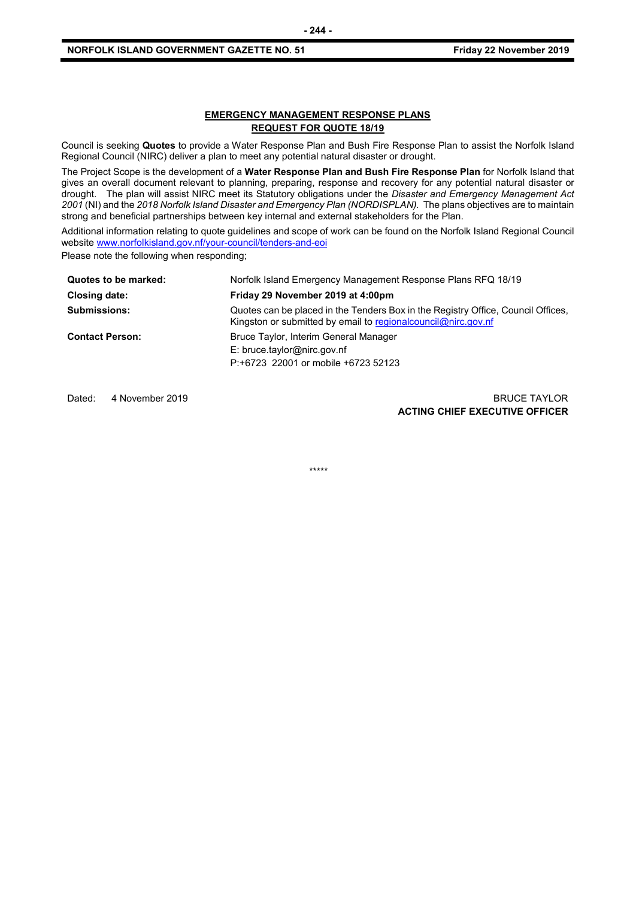## EMERGENCY MANAGEMENT RESPONSE PLANS

## REQUEST FOR QUOTE 18/19

Council is seeking **Quotes** to provide a Water Response Plan and Bush Fire Response Plan to assist the Norfolk Island Regional Council (NIRC) deliver a plan to meet any potential natural disaster or drought.

The Project Scope is the development of a **Water Response Plan and Bush Fire Response Plan** for Norfolk Island that gives an overall document relevant to planning, preparing, response and recovery for any potential natural disaster or drought. The plan will assist NIRC meet its Statutory obligations under the *Disaster and Emergency Management Act 2001* (NI) and the *2018 Norfolk Island Disaster and Emergency Plan (NORDISPLAN).* The plans objectives are to maintain strong and beneficial partnerships between key internal and external stakeholders for the Plan.

Additional information relating to quote guidelines and scope of work can be found on the Norfolk Island Regional Council website www.norfolkisland.gov.nf/your-council/tenders-and-eoi

Please note the following when responding;

| | |
|---|---|
| **Quotes to be marked:** | Norfolk Island Emergency Management Response Plans RFQ 18/19 |
| **Closing date:** | **Friday 29 November 2019 at 4:00pm** |
| **Submissions:** | Quotes can be placed in the Tenders Box in the Registry Office, Council Offices, Kingston or submitted by email to regionalcouncil@nirc.gov.nf |
| **Contact Person:** | Bruce Taylor, Interim General Manager<br>E: bruce.taylor@nirc.gov.nf<br>P:+6723 22001 or mobile +6723 52123 |

Dated: 4 November 2019

BRUCE TAYLOR
**ACTING CHIEF EXECUTIVE OFFICER**

\*\*\*\*\*